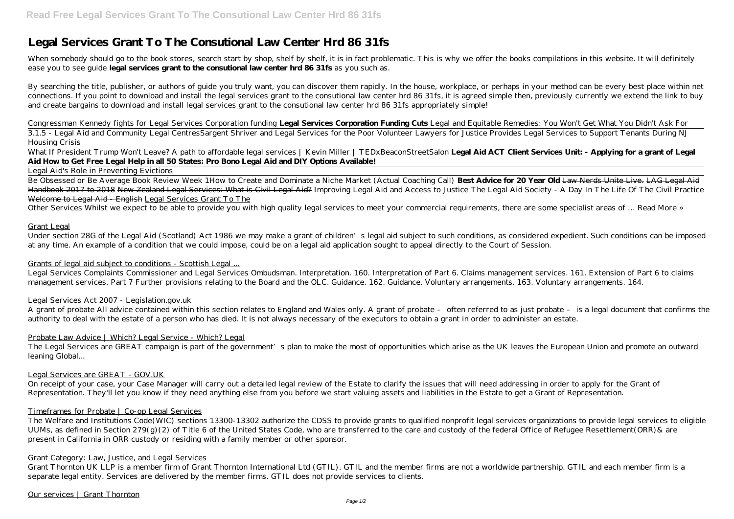# Legal Services Grant To The Consutional Law Center Hrd 86 31fs

When somebody should go to the book stores, search start by shop, shelf by shelf, it is in fact problematic. This is why we offer the books compilations in this website. It will definitely ease you to see guide **legal services grant to the consutional law center hrd 86 31fs** as you such as.

By searching the title, publisher, or authors of guide you truly want, you can discover them rapidly. In the house, workplace, or perhaps in your method can be every best place within net connections. If you point to download and install the legal services grant to the consutional law center hrd 86 31fs, it is agreed simple then, previously currently we extend the link to buy and create bargains to download and install legal services grant to the consutional law center hrd 86 31fs appropriately simple!

*Congressman Kennedy fights for Legal Services Corporation funding* **Legal Services Corporation Funding Cuts** *Legal and Equitable Remedies: You Won't Get What You Didn't Ask For* 3.1.5 - Legal Aid and Community Legal Centres*Sargent Shriver and Legal Services for the Poor Volunteer Lawyers for Justice Provides Legal Services to Support Tenants During NJ Housing Crisis*

What If President Trump Won't Leave? A path to affordable legal services | Kevin Miller | TEDxBeaconStreetSalon **Legal Aid ACT Client Services Unit: - Applying for a grant of Legal Aid How to Get Free Legal Help in all 50 States: Pro Bono Legal Aid and DIY Options Available!**

Legal Aid's Role in Preventing Evictions

Be Obsessed or Be Average Book Review Week 1*How to Create and Dominate a Niche Market (Actual Coaching Call)* **Best Advice for 20 Year Old** Law Nerds Unite Live. LAG Legal Aid Handbook 2017 to 2018 New Zealand Legal Services: What is Civil Legal Aid? *Improving Legal Aid and Access to Justice The Legal Aid Society - A Day In The Life Of The Civil Practice* Welcome to Legal Aid - English Legal Services Grant To The

Other Services Whilst we expect to be able to provide you with high quality legal services to meet your commercial requirements, there are some specialist areas of … Read More »

Grant Legal

Under section 28G of the Legal Aid (Scotland) Act 1986 we may make a grant of children's legal aid subject to such conditions, as considered expedient. Such conditions can be imposed at any time. An example of a condition that we could impose, could be on a legal aid application sought to appeal directly to the Court of Session.

Grants of legal aid subject to conditions - Scottish Legal ...

Legal Services Complaints Commissioner and Legal Services Ombudsman. Interpretation. 160. Interpretation of Part 6. Claims management services. 161. Extension of Part 6 to claims management services. Part 7 Further provisions relating to the Board and the OLC. Guidance. 162. Guidance. Voluntary arrangements. 163. Voluntary arrangements. 164.

Legal Services Act 2007 - Legislation.gov.uk

A grant of probate All advice contained within this section relates to England and Wales only. A grant of probate – often referred to as just probate – is a legal document that confirms the authority to deal with the estate of a person who has died. It is not always necessary of the executors to obtain a grant in order to administer an estate.

Probate Law Advice | Which? Legal Service - Which? Legal

The Legal Services are GREAT campaign is part of the government's plan to make the most of opportunities which arise as the UK leaves the European Union and promote an outward leaning Global...

Legal Services are GREAT - GOV.UK

On receipt of your case, your Case Manager will carry out a detailed legal review of the Estate to clarify the issues that will need addressing in order to apply for the Grant of Representation. They'll let you know if they need anything else from you before we start valuing assets and liabilities in the Estate to get a Grant of Representation.

Timeframes for Probate | Co-op Legal Services

The Welfare and Institutions Code(WIC) sections 13300-13302 authorize the CDSS to provide grants to qualified nonprofit legal services organizations to provide legal services to eligible UUMs, as defined in Section 279(g)(2) of Title 6 of the United States Code, who are transferred to the care and custody of the federal Office of Refugee Resettlement(ORR)& are present in California in ORR custody or residing with a family member or other sponsor.

Grant Category: Law, Justice, and Legal Services

Grant Thornton UK LLP is a member firm of Grant Thornton International Ltd (GTIL). GTIL and the member firms are not a worldwide partnership. GTIL and each member firm is a separate legal entity. Services are delivered by the member firms. GTIL does not provide services to clients.

Our services | Grant Thornton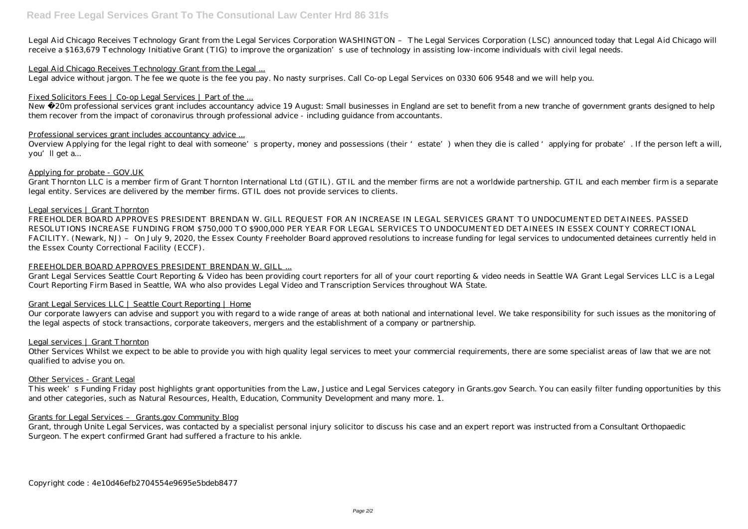Legal Aid Chicago Receives Technology Grant from the Legal Services Corporation WASHINGTON – The Legal Services Corporation (LSC) announced today that Legal Aid Chicago will receive a $163,679 Technology Initiative Grant (TIG) to improve the organization's use of technology in assisting low-income individuals with civil legal needs.

Legal Aid Chicago Receives Technology Grant from the Legal ...

Legal advice without jargon. The fee we quote is the fee you pay. No nasty surprises. Call Co-op Legal Services on 0330 606 9548 and we will help you.

Fixed Solicitors Fees | Co-op Legal Services | Part of the ...

New �20m professional services grant includes accountancy advice 19 August: Small businesses in England are set to benefit from a new tranche of government grants designed to help them recover from the impact of coronavirus through professional advice - including guidance from accountants.

Professional services grant includes accountancy advice ...

Overview Applying for the legal right to deal with someone's property, money and possessions (their 'estate') when they die is called 'applying for probate'. If the person left a will, you'll get a...

Applying for probate - GOV.UK

Grant Thornton LLC is a member firm of Grant Thornton International Ltd (GTIL). GTIL and the member firms are not a worldwide partnership. GTIL and each member firm is a separate legal entity. Services are delivered by the member firms. GTIL does not provide services to clients.

Legal services | Grant Thornton

FREEHOLDER BOARD APPROVES PRESIDENT BRENDAN W. GILL REQUEST FOR AN INCREASE IN LEGAL SERVICES GRANT TO UNDOCUMENTED DETAINEES. PASSED RESOLUTIONS INCREASE FUNDING FROM $750,000 TO $900,000 PER YEAR FOR LEGAL SERVICES TO UNDOCUMENTED DETAINEES IN ESSEX COUNTY CORRECTIONAL FACILITY. (Newark, NJ) – On July 9, 2020, the Essex County Freeholder Board approved resolutions to increase funding for legal services to undocumented detainees currently held in the Essex County Correctional Facility (ECCF).

FREEHOLDER BOARD APPROVES PRESIDENT BRENDAN W. GILL ...

Grant Legal Services Seattle Court Reporting & Video has been providing court reporters for all of your court reporting & video needs in Seattle WA Grant Legal Services LLC is a Legal Court Reporting Firm Based in Seattle, WA who also provides Legal Video and Transcription Services throughout WA State.

Grant Legal Services LLC | Seattle Court Reporting | Home

Our corporate lawyers can advise and support you with regard to a wide range of areas at both national and international level. We take responsibility for such issues as the monitoring of the legal aspects of stock transactions, corporate takeovers, mergers and the establishment of a company or partnership.

Legal services | Grant Thornton

Other Services Whilst we expect to be able to provide you with high quality legal services to meet your commercial requirements, there are some specialist areas of law that we are not qualified to advise you on.

Other Services - Grant Legal

This week's Funding Friday post highlights grant opportunities from the Law, Justice and Legal Services category in Grants.gov Search. You can easily filter funding opportunities by this and other categories, such as Natural Resources, Health, Education, Community Development and many more. 1.

Grants for Legal Services – Grants.gov Community Blog

Grant, through Unite Legal Services, was contacted by a specialist personal injury solicitor to discuss his case and an expert report was instructed from a Consultant Orthopaedic Surgeon. The expert confirmed Grant had suffered a fracture to his ankle.

Copyright code : 4e10d46efb2704554e9695e5bdeb8477